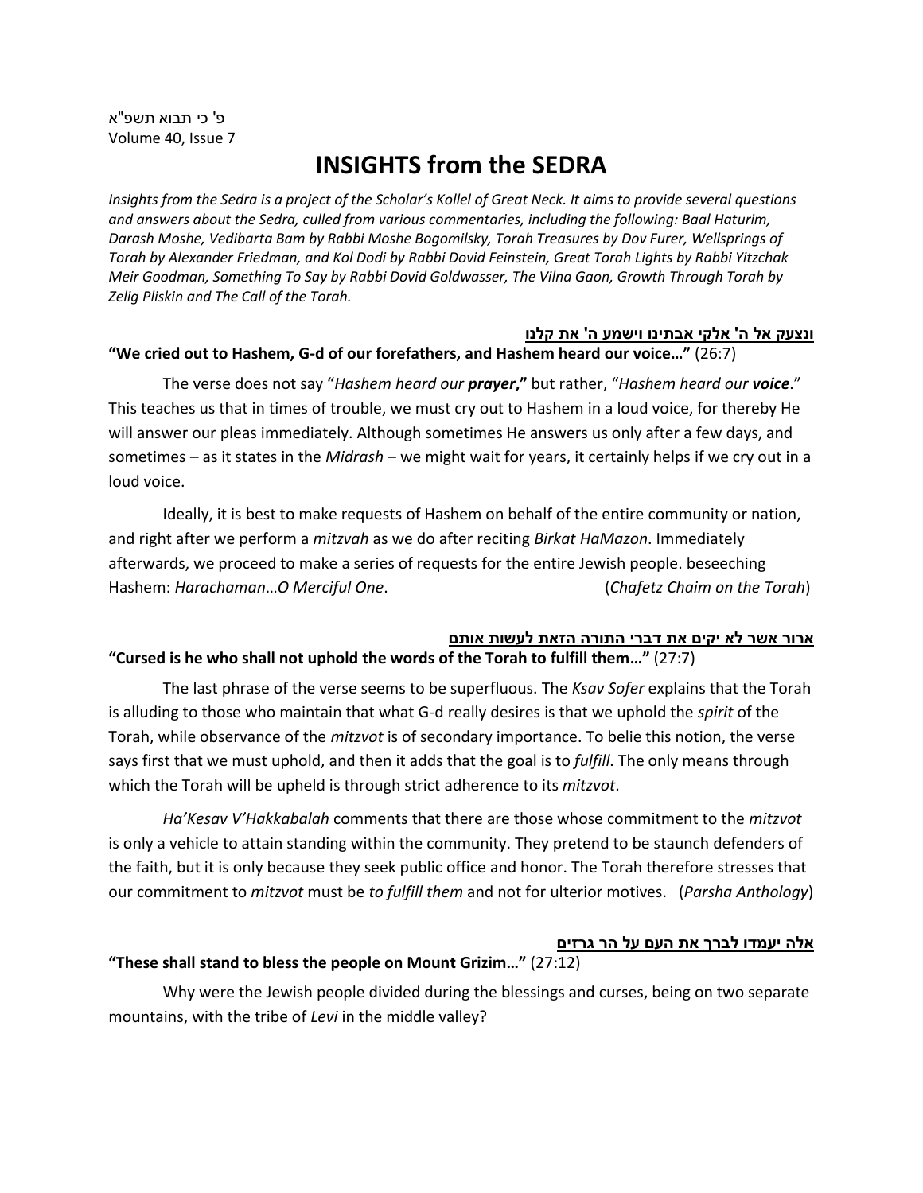פ' כי תבוא תשפ"א
Volume 40, Issue 7

# INSIGHTS from the SEDRA

*Insights from the Sedra is a project of the Scholar's Kollel of Great Neck. It aims to provide several questions and answers about the Sedra, culled from various commentaries, including the following: Baal Haturim, Darash Moshe, Vedibarta Bam by Rabbi Moshe Bogomilsky, Torah Treasures by Dov Furer, Wellsprings of Torah by Alexander Friedman, and Kol Dodi by Rabbi Dovid Feinstein, Great Torah Lights by Rabbi Yitzchak Meir Goodman, Something To Say by Rabbi Dovid Goldwasser, The Vilna Gaon, Growth Through Torah by Zelig Pliskin and The Call of the Torah.*

**ונצעק אל ה' אלקי אבתינו וישמע ה' את קלנו**

**"We cried out to Hashem, G-d of our forefathers, and Hashem heard our voice…"** (26:7)

The verse does not say "*Hashem heard our* ***prayer*****,"** but rather, "*Hashem heard our* ***voice***." This teaches us that in times of trouble, we must cry out to Hashem in a loud voice, for thereby He will answer our pleas immediately. Although sometimes He answers us only after a few days, and sometimes – as it states in the *Midrash* – we might wait for years, it certainly helps if we cry out in a loud voice.

Ideally, it is best to make requests of Hashem on behalf of the entire community or nation, and right after we perform a *mitzvah* as we do after reciting *Birkat HaMazon*. Immediately afterwards, we proceed to make a series of requests for the entire Jewish people. beseeching Hashem: *Harachaman…O Merciful One*. (*Chafetz Chaim on the Torah*)

**ארור אשר לא יקים את דברי התורה הזאת לעשות אותם**

**"Cursed is he who shall not uphold the words of the Torah to fulfill them…"** (27:7)

The last phrase of the verse seems to be superfluous. The *Ksav Sofer* explains that the Torah is alluding to those who maintain that what G-d really desires is that we uphold the *spirit* of the Torah, while observance of the *mitzvot* is of secondary importance. To belie this notion, the verse says first that we must uphold, and then it adds that the goal is to *fulfill*. The only means through which the Torah will be upheld is through strict adherence to its *mitzvot*.

*Ha'Kesav V'Hakkabalah* comments that there are those whose commitment to the *mitzvot* is only a vehicle to attain standing within the community. They pretend to be staunch defenders of the faith, but it is only because they seek public office and honor. The Torah therefore stresses that our commitment to *mitzvot* must be *to fulfill them* and not for ulterior motives. (*Parsha Anthology*)

**אלה יעמדו לברך את העם על הר גרזים**

**"These shall stand to bless the people on Mount Grizim…"** (27:12)

Why were the Jewish people divided during the blessings and curses, being on two separate mountains, with the tribe of *Levi* in the middle valley?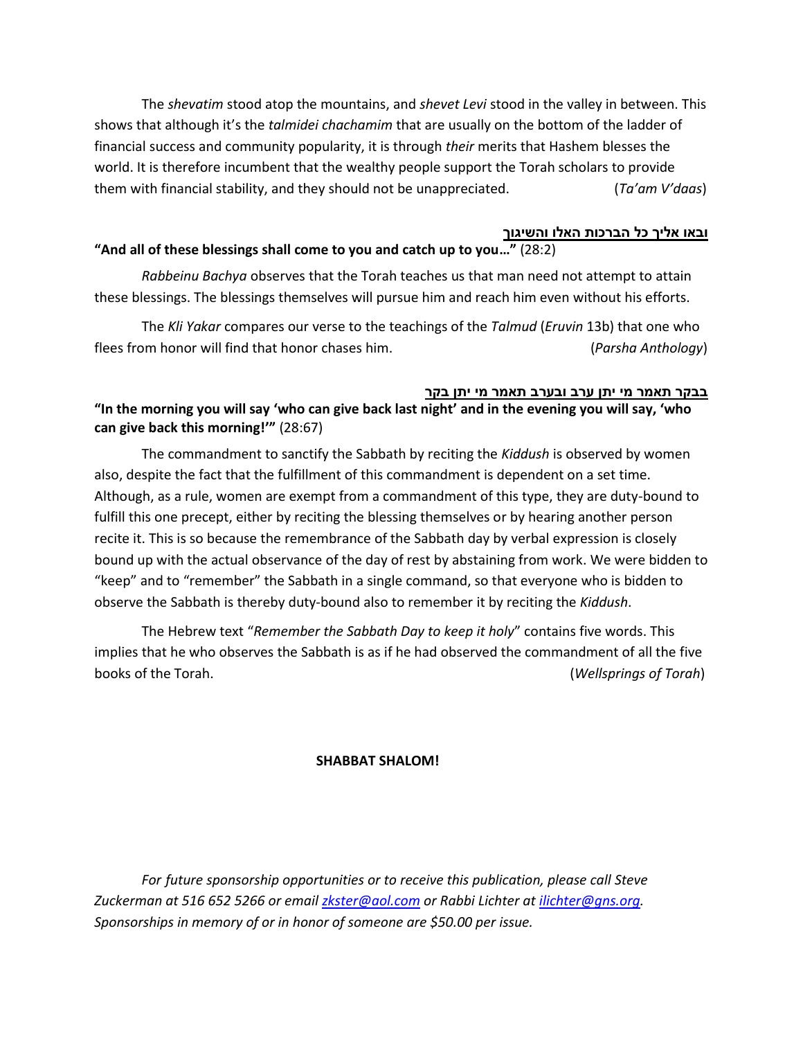The *shevatim* stood atop the mountains, and *shevet Levi* stood in the valley in between. This shows that although it's the *talmidei chachamim* that are usually on the bottom of the ladder of financial success and community popularity, it is through *their* merits that Hashem blesses the world. It is therefore incumbent that the wealthy people support the Torah scholars to provide them with financial stability, and they should not be unappreciated. (*Ta'am V'daas*)

**ובאו אליך כל הברכות האלו והשיגוך**

**"And all of these blessings shall come to you and catch up to you…"** (28:2)

*Rabbeinu Bachya* observes that the Torah teaches us that man need not attempt to attain these blessings. The blessings themselves will pursue him and reach him even without his efforts.

The *Kli Yakar* compares our verse to the teachings of the *Talmud* (*Eruvin* 13b) that one who flees from honor will find that honor chases him. (*Parsha Anthology*)

**בבקר תאמר מי יתן ערב ובערב תאמר מי יתן בקר**

**"In the morning you will say 'who can give back last night' and in the evening you will say, 'who can give back this morning!'"** (28:67)

The commandment to sanctify the Sabbath by reciting the *Kiddush* is observed by women also, despite the fact that the fulfillment of this commandment is dependent on a set time. Although, as a rule, women are exempt from a commandment of this type, they are duty-bound to fulfill this one precept, either by reciting the blessing themselves or by hearing another person recite it. This is so because the remembrance of the Sabbath day by verbal expression is closely bound up with the actual observance of the day of rest by abstaining from work. We were bidden to "keep" and to "remember" the Sabbath in a single command, so that everyone who is bidden to observe the Sabbath is thereby duty-bound also to remember it by reciting the *Kiddush*.

The Hebrew text "*Remember the Sabbath Day to keep it holy*" contains five words. This implies that he who observes the Sabbath is as if he had observed the commandment of all the five books of the Torah. (*Wellsprings of Torah*)

**SHABBAT SHALOM!**

*For future sponsorship opportunities or to receive this publication, please call Steve Zuckerman at 516 652 5266 or email zkster@aol.com or Rabbi Lichter at ilichter@gns.org. Sponsorships in memory of or in honor of someone are $50.00 per issue.*